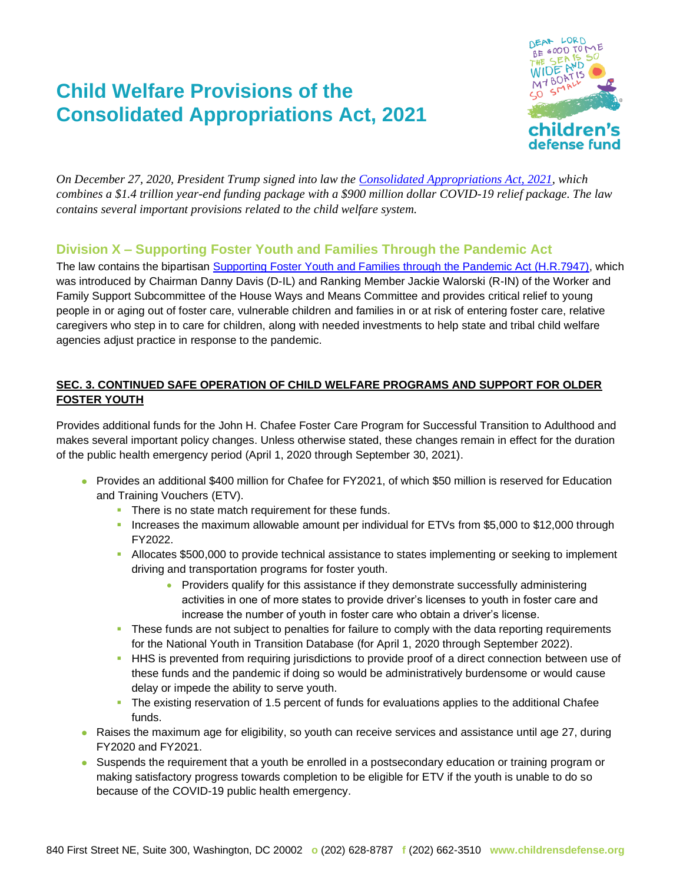# Child Welfare Provisions of the Consolidated Appropriations Act, 2021

*On December 27, 2020, President Trump signed into law the [Consolidated Appropriations Act, 2021](), which combines a $1.4 trillion year-end funding package with a $900 million dollar COVID-19 relief package. The law contains several important provisions related to the child welfare system.*

## Division X – Supporting Foster Youth and Families Through the Pandemic Act

The law contains the bipartisan [Supporting Foster Youth and Families through the Pandemic Act (H.R.7947)](), which was introduced by Chairman Danny Davis (D-IL) and Ranking Member Jackie Walorski (R-IN) of the Worker and Family Support Subcommittee of the House Ways and Means Committee and provides critical relief to young people in or aging out of foster care, vulnerable children and families in or at risk of entering foster care, relative caregivers who step in to care for children, along with needed investments to help state and tribal child welfare agencies adjust practice in response to the pandemic.

### SEC. 3. CONTINUED SAFE OPERATION OF CHILD WELFARE PROGRAMS AND SUPPORT FOR OLDER FOSTER YOUTH

Provides additional funds for the John H. Chafee Foster Care Program for Successful Transition to Adulthood and makes several important policy changes. Unless otherwise stated, these changes remain in effect for the duration of the public health emergency period (April 1, 2020 through September 30, 2021).

- Provides an additional $400 million for Chafee for FY2021, of which $50 million is reserved for Education and Training Vouchers (ETV).
  - There is no state match requirement for these funds.
  - Increases the maximum allowable amount per individual for ETVs from $5,000 to $12,000 through FY2022.
  - Allocates $500,000 to provide technical assistance to states implementing or seeking to implement driving and transportation programs for foster youth.
    - Providers qualify for this assistance if they demonstrate successfully administering activities in one of more states to provide driver's licenses to youth in foster care and increase the number of youth in foster care who obtain a driver's license.
  - These funds are not subject to penalties for failure to comply with the data reporting requirements for the National Youth in Transition Database (for April 1, 2020 through September 2022).
  - HHS is prevented from requiring jurisdictions to provide proof of a direct connection between use of these funds and the pandemic if doing so would be administratively burdensome or would cause delay or impede the ability to serve youth.
  - The existing reservation of 1.5 percent of funds for evaluations applies to the additional Chafee funds.
- Raises the maximum age for eligibility, so youth can receive services and assistance until age 27, during FY2020 and FY2021.
- Suspends the requirement that a youth be enrolled in a postsecondary education or training program or making satisfactory progress towards completion to be eligible for ETV if the youth is unable to do so because of the COVID-19 public health emergency.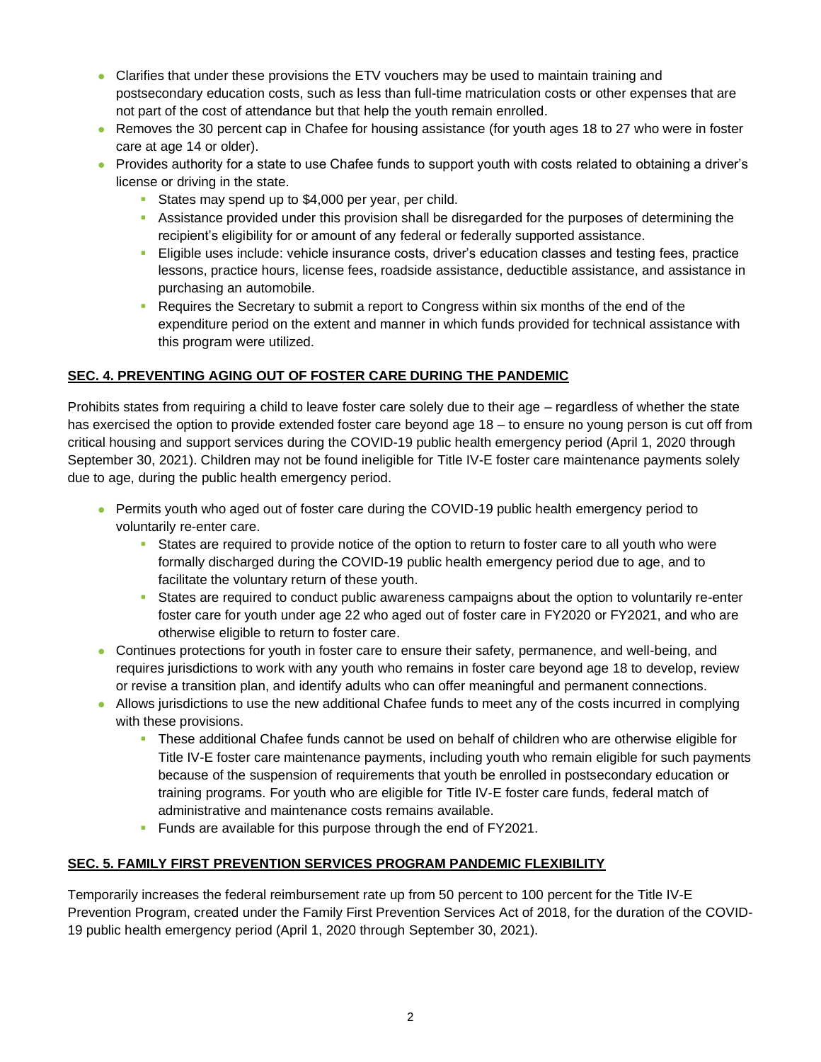- Clarifies that under these provisions the ETV vouchers may be used to maintain training and postsecondary education costs, such as less than full-time matriculation costs or other expenses that are not part of the cost of attendance but that help the youth remain enrolled.
- Removes the 30 percent cap in Chafee for housing assistance (for youth ages 18 to 27 who were in foster care at age 14 or older).
- Provides authority for a state to use Chafee funds to support youth with costs related to obtaining a driver's license or driving in the state.
  - States may spend up to $4,000 per year, per child.
  - Assistance provided under this provision shall be disregarded for the purposes of determining the recipient's eligibility for or amount of any federal or federally supported assistance.
  - Eligible uses include: vehicle insurance costs, driver's education classes and testing fees, practice lessons, practice hours, license fees, roadside assistance, deductible assistance, and assistance in purchasing an automobile.
  - Requires the Secretary to submit a report to Congress within six months of the end of the expenditure period on the extent and manner in which funds provided for technical assistance with this program were utilized.

## SEC. 4. PREVENTING AGING OUT OF FOSTER CARE DURING THE PANDEMIC

Prohibits states from requiring a child to leave foster care solely due to their age – regardless of whether the state has exercised the option to provide extended foster care beyond age 18 – to ensure no young person is cut off from critical housing and support services during the COVID-19 public health emergency period (April 1, 2020 through September 30, 2021). Children may not be found ineligible for Title IV-E foster care maintenance payments solely due to age, during the public health emergency period.

- Permits youth who aged out of foster care during the COVID-19 public health emergency period to voluntarily re-enter care.
  - States are required to provide notice of the option to return to foster care to all youth who were formally discharged during the COVID-19 public health emergency period due to age, and to facilitate the voluntary return of these youth.
  - States are required to conduct public awareness campaigns about the option to voluntarily re-enter foster care for youth under age 22 who aged out of foster care in FY2020 or FY2021, and who are otherwise eligible to return to foster care.
- Continues protections for youth in foster care to ensure their safety, permanence, and well-being, and requires jurisdictions to work with any youth who remains in foster care beyond age 18 to develop, review or revise a transition plan, and identify adults who can offer meaningful and permanent connections.
- Allows jurisdictions to use the new additional Chafee funds to meet any of the costs incurred in complying with these provisions.
  - These additional Chafee funds cannot be used on behalf of children who are otherwise eligible for Title IV-E foster care maintenance payments, including youth who remain eligible for such payments because of the suspension of requirements that youth be enrolled in postsecondary education or training programs. For youth who are eligible for Title IV-E foster care funds, federal match of administrative and maintenance costs remains available.
  - Funds are available for this purpose through the end of FY2021.

## SEC. 5. FAMILY FIRST PREVENTION SERVICES PROGRAM PANDEMIC FLEXIBILITY

Temporarily increases the federal reimbursement rate up from 50 percent to 100 percent for the Title IV-E Prevention Program, created under the Family First Prevention Services Act of 2018, for the duration of the COVID-19 public health emergency period (April 1, 2020 through September 30, 2021).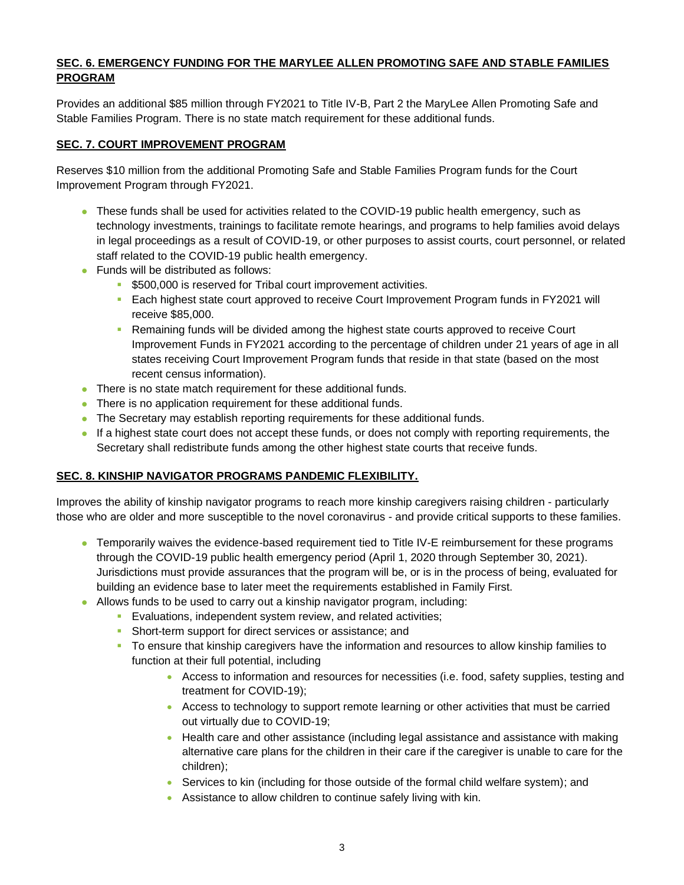## SEC. 6. EMERGENCY FUNDING FOR THE MARYLEE ALLEN PROMOTING SAFE AND STABLE FAMILIES PROGRAM

Provides an additional $85 million through FY2021 to Title IV-B, Part 2 the MaryLee Allen Promoting Safe and Stable Families Program. There is no state match requirement for these additional funds.

## SEC. 7. COURT IMPROVEMENT PROGRAM

Reserves $10 million from the additional Promoting Safe and Stable Families Program funds for the Court Improvement Program through FY2021.

- These funds shall be used for activities related to the COVID-19 public health emergency, such as technology investments, trainings to facilitate remote hearings, and programs to help families avoid delays in legal proceedings as a result of COVID-19, or other purposes to assist courts, court personnel, or related staff related to the COVID-19 public health emergency.
- Funds will be distributed as follows:
  - $500,000 is reserved for Tribal court improvement activities.
  - Each highest state court approved to receive Court Improvement Program funds in FY2021 will receive $85,000.
  - Remaining funds will be divided among the highest state courts approved to receive Court Improvement Funds in FY2021 according to the percentage of children under 21 years of age in all states receiving Court Improvement Program funds that reside in that state (based on the most recent census information).
- There is no state match requirement for these additional funds.
- There is no application requirement for these additional funds.
- The Secretary may establish reporting requirements for these additional funds.
- If a highest state court does not accept these funds, or does not comply with reporting requirements, the Secretary shall redistribute funds among the other highest state courts that receive funds.

## SEC. 8. KINSHIP NAVIGATOR PROGRAMS PANDEMIC FLEXIBILITY.

Improves the ability of kinship navigator programs to reach more kinship caregivers raising children - particularly those who are older and more susceptible to the novel coronavirus - and provide critical supports to these families.

- Temporarily waives the evidence-based requirement tied to Title IV-E reimbursement for these programs through the COVID-19 public health emergency period (April 1, 2020 through September 30, 2021). Jurisdictions must provide assurances that the program will be, or is in the process of being, evaluated for building an evidence base to later meet the requirements established in Family First.
- Allows funds to be used to carry out a kinship navigator program, including:
  - Evaluations, independent system review, and related activities;
  - Short-term support for direct services or assistance; and
  - To ensure that kinship caregivers have the information and resources to allow kinship families to function at their full potential, including
    - Access to information and resources for necessities (i.e. food, safety supplies, testing and treatment for COVID-19);
    - Access to technology to support remote learning or other activities that must be carried out virtually due to COVID-19;
    - Health care and other assistance (including legal assistance and assistance with making alternative care plans for the children in their care if the caregiver is unable to care for the children);
    - Services to kin (including for those outside of the formal child welfare system); and
    - Assistance to allow children to continue safely living with kin.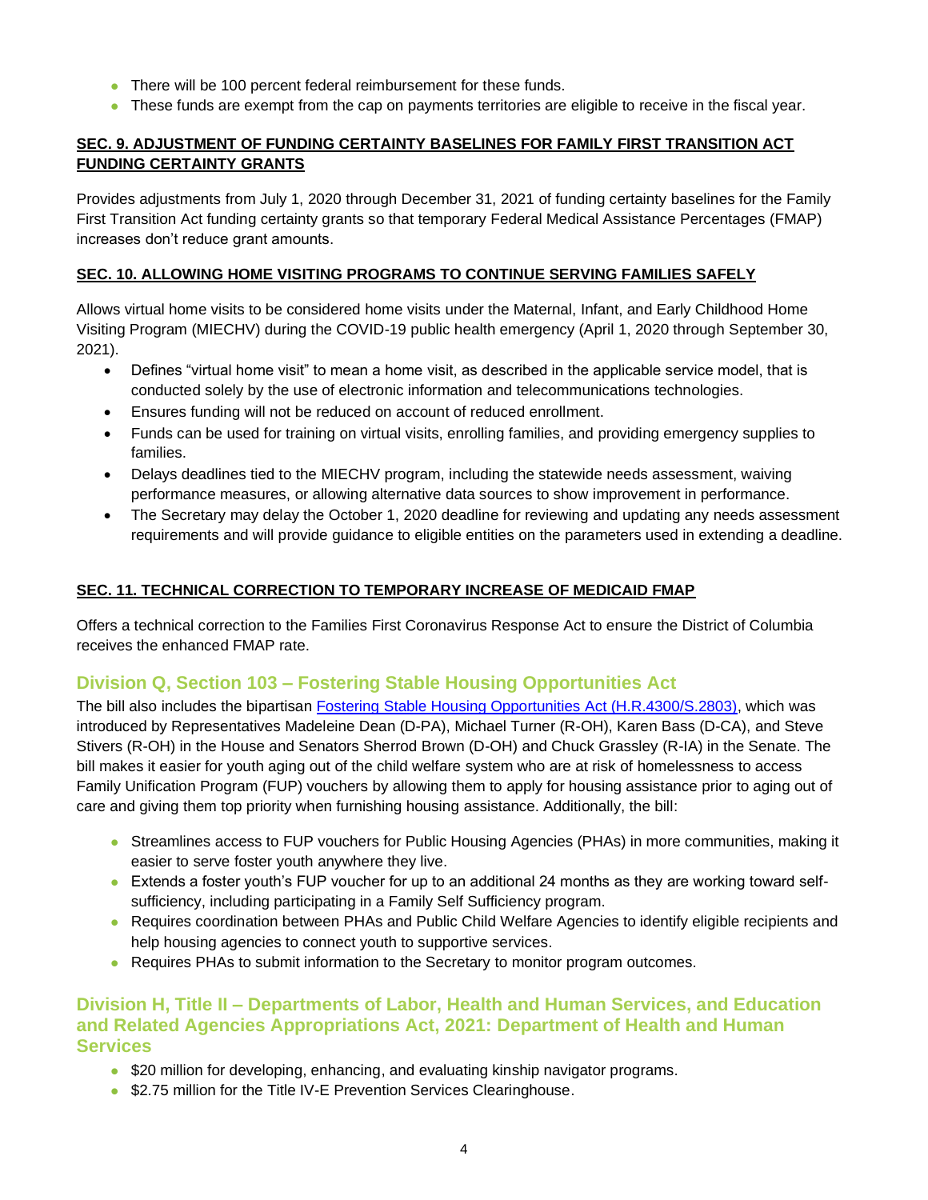- There will be 100 percent federal reimbursement for these funds.
- These funds are exempt from the cap on payments territories are eligible to receive in the fiscal year.

### SEC. 9. ADJUSTMENT OF FUNDING CERTAINTY BASELINES FOR FAMILY FIRST TRANSITION ACT FUNDING CERTAINTY GRANTS

Provides adjustments from July 1, 2020 through December 31, 2021 of funding certainty baselines for the Family First Transition Act funding certainty grants so that temporary Federal Medical Assistance Percentages (FMAP) increases don't reduce grant amounts.

### SEC. 10. ALLOWING HOME VISITING PROGRAMS TO CONTINUE SERVING FAMILIES SAFELY

Allows virtual home visits to be considered home visits under the Maternal, Infant, and Early Childhood Home Visiting Program (MIECHV) during the COVID-19 public health emergency (April 1, 2020 through September 30, 2021).

- Defines "virtual home visit" to mean a home visit, as described in the applicable service model, that is conducted solely by the use of electronic information and telecommunications technologies.
- Ensures funding will not be reduced on account of reduced enrollment.
- Funds can be used for training on virtual visits, enrolling families, and providing emergency supplies to families.
- Delays deadlines tied to the MIECHV program, including the statewide needs assessment, waiving performance measures, or allowing alternative data sources to show improvement in performance.
- The Secretary may delay the October 1, 2020 deadline for reviewing and updating any needs assessment requirements and will provide guidance to eligible entities on the parameters used in extending a deadline.

### SEC. 11. TECHNICAL CORRECTION TO TEMPORARY INCREASE OF MEDICAID FMAP

Offers a technical correction to the Families First Coronavirus Response Act to ensure the District of Columbia receives the enhanced FMAP rate.

## Division Q, Section 103 – Fostering Stable Housing Opportunities Act

The bill also includes the bipartisan Fostering Stable Housing Opportunities Act (H.R.4300/S.2803), which was introduced by Representatives Madeleine Dean (D-PA), Michael Turner (R-OH), Karen Bass (D-CA), and Steve Stivers (R-OH) in the House and Senators Sherrod Brown (D-OH) and Chuck Grassley (R-IA) in the Senate. The bill makes it easier for youth aging out of the child welfare system who are at risk of homelessness to access Family Unification Program (FUP) vouchers by allowing them to apply for housing assistance prior to aging out of care and giving them top priority when furnishing housing assistance. Additionally, the bill:

- Streamlines access to FUP vouchers for Public Housing Agencies (PHAs) in more communities, making it easier to serve foster youth anywhere they live.
- Extends a foster youth's FUP voucher for up to an additional 24 months as they are working toward self-sufficiency, including participating in a Family Self Sufficiency program.
- Requires coordination between PHAs and Public Child Welfare Agencies to identify eligible recipients and help housing agencies to connect youth to supportive services.
- Requires PHAs to submit information to the Secretary to monitor program outcomes.

## Division H, Title II – Departments of Labor, Health and Human Services, and Education and Related Agencies Appropriations Act, 2021: Department of Health and Human Services

- $20 million for developing, enhancing, and evaluating kinship navigator programs.
- $2.75 million for the Title IV-E Prevention Services Clearinghouse.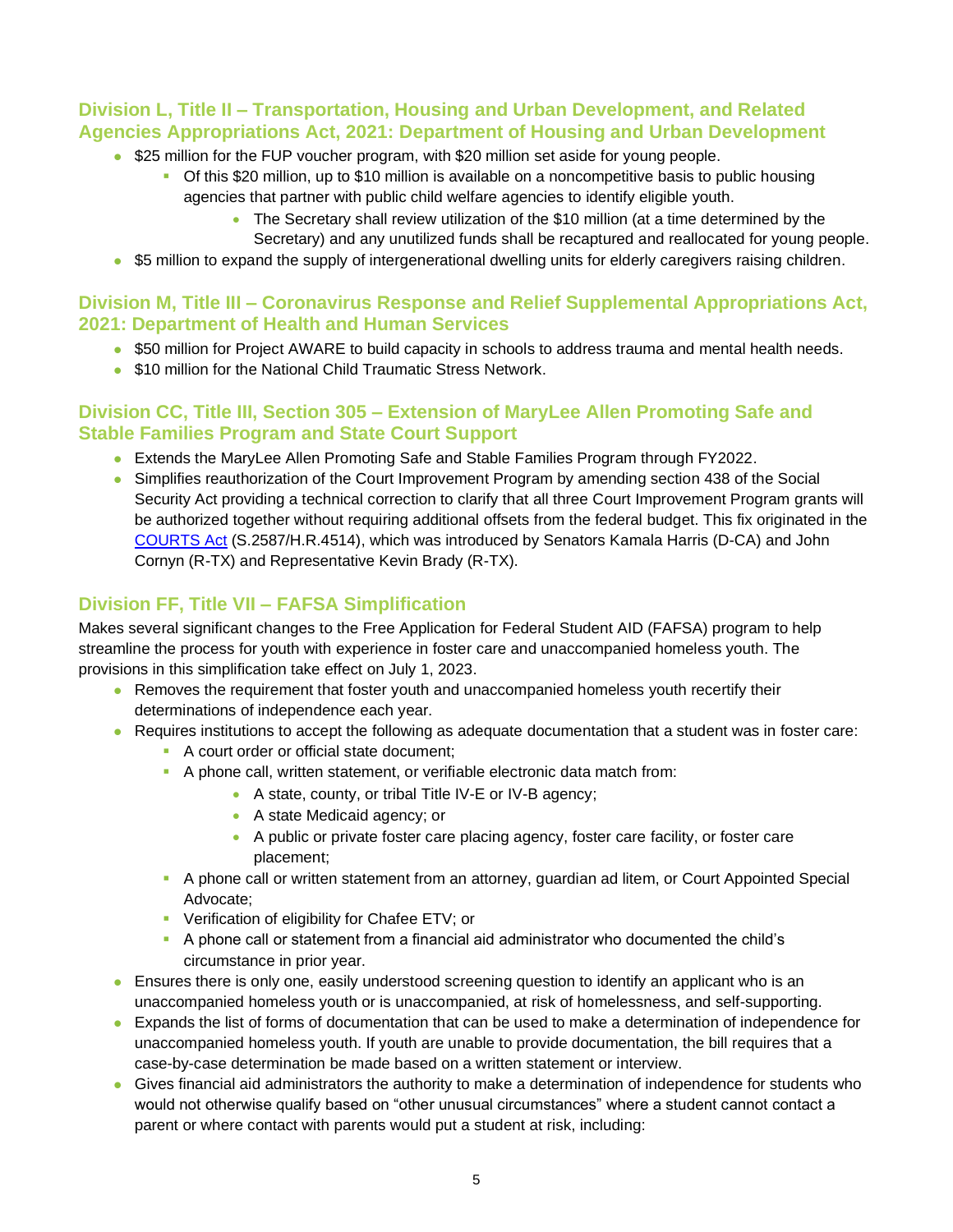## Division L, Title II – Transportation, Housing and Urban Development, and Related Agencies Appropriations Act, 2021: Department of Housing and Urban Development

- $25 million for the FUP voucher program, with $20 million set aside for young people.
  - Of this $20 million, up to $10 million is available on a noncompetitive basis to public housing agencies that partner with public child welfare agencies to identify eligible youth.
    - The Secretary shall review utilization of the $10 million (at a time determined by the Secretary) and any unutilized funds shall be recaptured and reallocated for young people.
- $5 million to expand the supply of intergenerational dwelling units for elderly caregivers raising children.

## Division M, Title III – Coronavirus Response and Relief Supplemental Appropriations Act, 2021: Department of Health and Human Services

- $50 million for Project AWARE to build capacity in schools to address trauma and mental health needs.
- $10 million for the National Child Traumatic Stress Network.

## Division CC, Title III, Section 305 – Extension of MaryLee Allen Promoting Safe and Stable Families Program and State Court Support

- Extends the MaryLee Allen Promoting Safe and Stable Families Program through FY2022.
- Simplifies reauthorization of the Court Improvement Program by amending section 438 of the Social Security Act providing a technical correction to clarify that all three Court Improvement Program grants will be authorized together without requiring additional offsets from the federal budget. This fix originated in the COURTS Act (S.2587/H.R.4514), which was introduced by Senators Kamala Harris (D-CA) and John Cornyn (R-TX) and Representative Kevin Brady (R-TX).

## Division FF, Title VII – FAFSA Simplification

Makes several significant changes to the Free Application for Federal Student AID (FAFSA) program to help streamline the process for youth with experience in foster care and unaccompanied homeless youth. The provisions in this simplification take effect on July 1, 2023.

- Removes the requirement that foster youth and unaccompanied homeless youth recertify their determinations of independence each year.
- Requires institutions to accept the following as adequate documentation that a student was in foster care:
  - A court order or official state document;
  - A phone call, written statement, or verifiable electronic data match from:
    - A state, county, or tribal Title IV-E or IV-B agency;
    - A state Medicaid agency; or
    - A public or private foster care placing agency, foster care facility, or foster care placement;
  - A phone call or written statement from an attorney, guardian ad litem, or Court Appointed Special Advocate;
  - Verification of eligibility for Chafee ETV; or
  - A phone call or statement from a financial aid administrator who documented the child's circumstance in prior year.
- Ensures there is only one, easily understood screening question to identify an applicant who is an unaccompanied homeless youth or is unaccompanied, at risk of homelessness, and self-supporting.
- Expands the list of forms of documentation that can be used to make a determination of independence for unaccompanied homeless youth. If youth are unable to provide documentation, the bill requires that a case-by-case determination be made based on a written statement or interview.
- Gives financial aid administrators the authority to make a determination of independence for students who would not otherwise qualify based on "other unusual circumstances" where a student cannot contact a parent or where contact with parents would put a student at risk, including: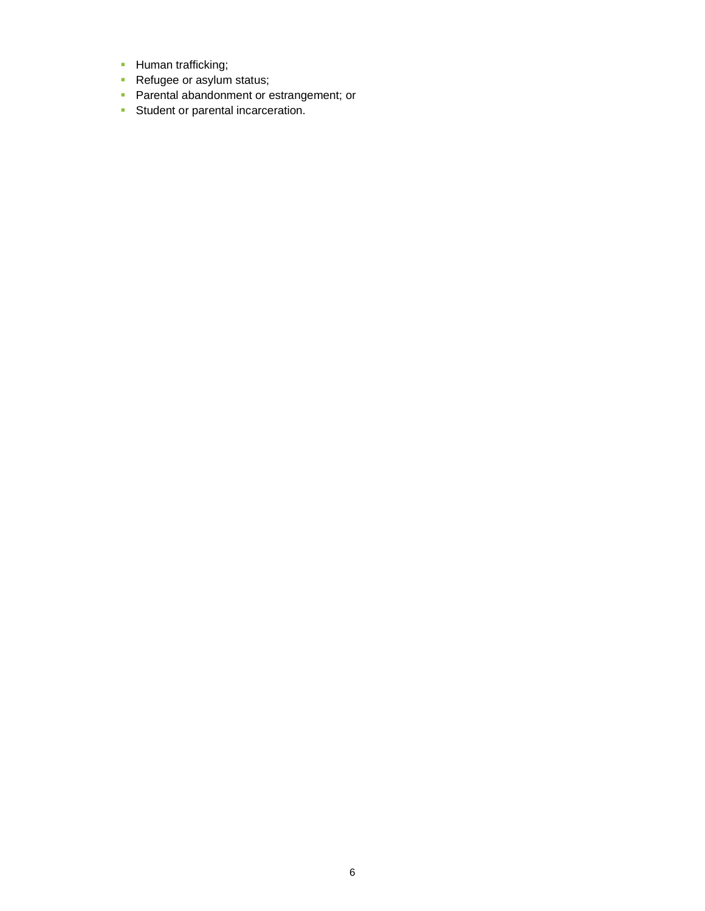- Human trafficking;
- Refugee or asylum status;
- Parental abandonment or estrangement; or
- Student or parental incarceration.